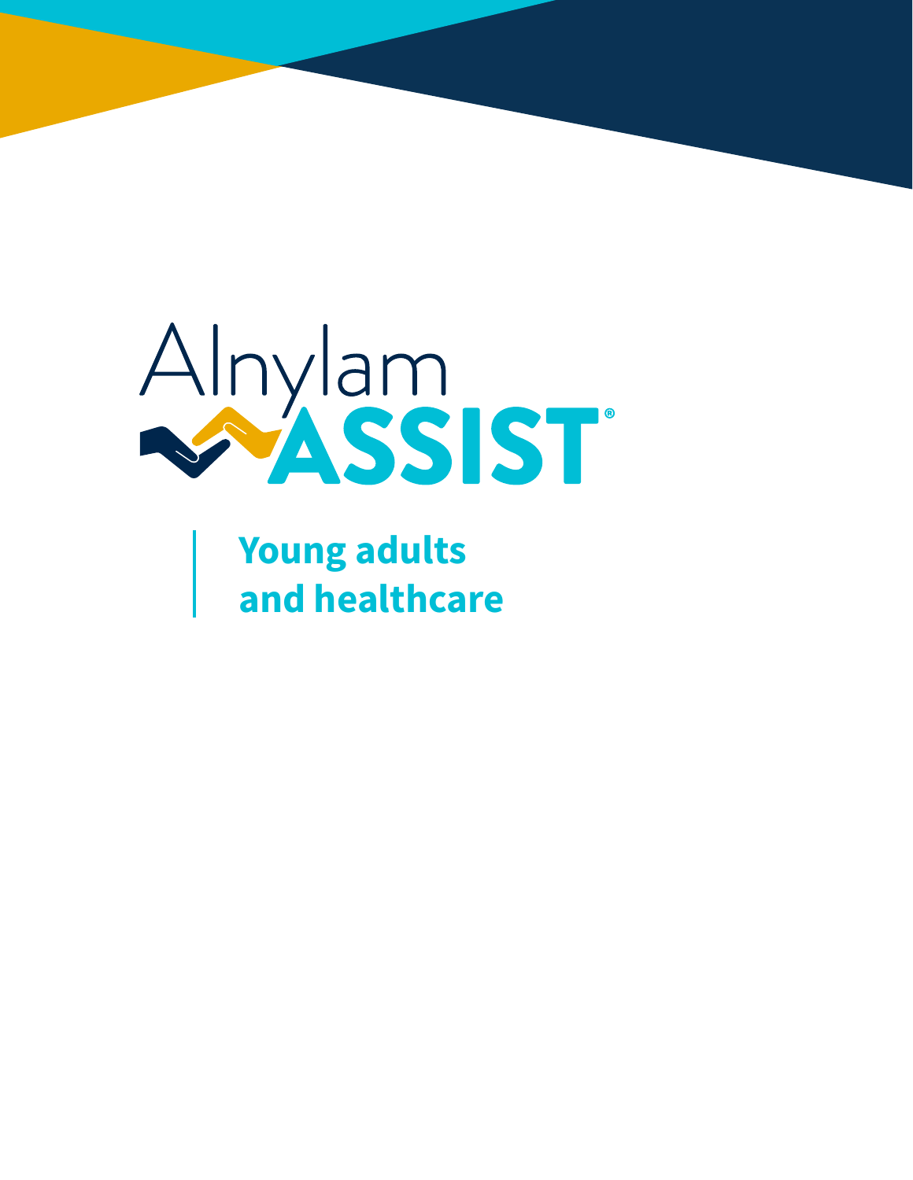Alnylam ASSIST®

# Young adults and healthcare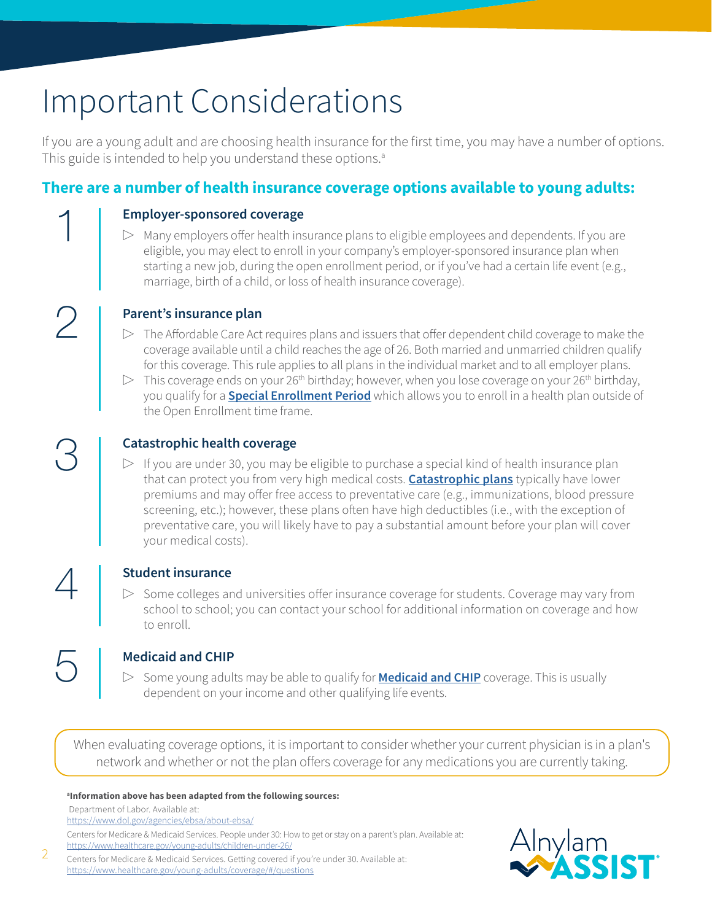# Important Considerations

If you are a young adult and are choosing health insurance for the first time, you may have a number of options. This guide is intended to help you understand these options.[a]

## There are a number of health insurance coverage options available to young adults:

### 1 Employer-sponsored coverage

- Many employers offer health insurance plans to eligible employees and dependents. If you are eligible, you may elect to enroll in your company's employer-sponsored insurance plan when starting a new job, during the open enrollment period, or if you've had a certain life event (e.g., marriage, birth of a child, or loss of health insurance coverage).

### 2 Parent's insurance plan

- The Affordable Care Act requires plans and issuers that offer dependent child coverage to make the coverage available until a child reaches the age of 26. Both married and unmarried children qualify for this coverage. This rule applies to all plans in the individual market and to all employer plans.
- This coverage ends on your 26th birthday; however, when you lose coverage on your 26th birthday, you qualify for a **Special Enrollment Period** which allows you to enroll in a health plan outside of the Open Enrollment time frame.

### 3 Catastrophic health coverage

- If you are under 30, you may be eligible to purchase a special kind of health insurance plan that can protect you from very high medical costs. **Catastrophic plans** typically have lower premiums and may offer free access to preventative care (e.g., immunizations, blood pressure screening, etc.); however, these plans often have high deductibles (i.e., with the exception of preventative care, you will likely have to pay a substantial amount before your plan will cover your medical costs).

### 4 Student insurance

- Some colleges and universities offer insurance coverage for students. Coverage may vary from school to school; you can contact your school for additional information on coverage and how to enroll.

### 5 Medicaid and CHIP

- Some young adults may be able to qualify for **Medicaid and CHIP** coverage. This is usually dependent on your income and other qualifying life events.

When evaluating coverage options, it is important to consider whether your current physician is in a plan's network and whether or not the plan offers coverage for any medications you are currently taking.

**[a]Information above has been adapted from the following sources:**

Department of Labor. Available at: https://www.dol.gov/agencies/ebsa/about-ebsa/

Centers for Medicare & Medicaid Services. People under 30: How to get or stay on a parent's plan. Available at: https://www.healthcare.gov/young-adults/children-under-26/

Centers for Medicare & Medicaid Services. Getting covered if you're under 30. Available at: https://www.healthcare.gov/young-adults/coverage/#/questions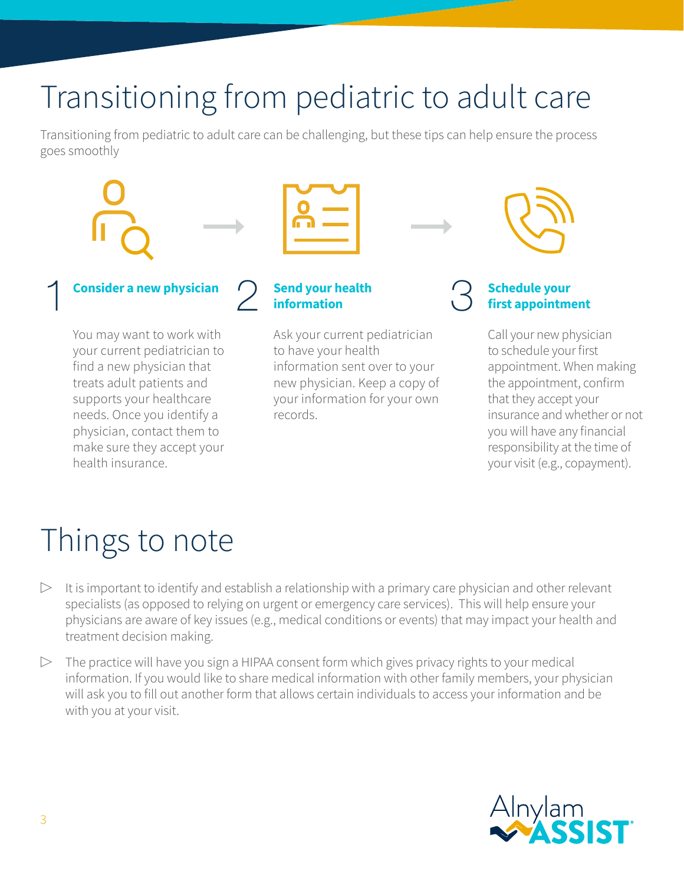# Transitioning from pediatric to adult care

Transitioning from pediatric to adult care can be challenging, but these tips can help ensure the process goes smoothly

## 1 Consider a new physician

You may want to work with your current pediatrician to find a new physician that treats adult patients and supports your healthcare needs. Once you identify a physician, contact them to make sure they accept your health insurance.

## 2 Send your health information

Ask your current pediatrician to have your health information sent over to your new physician. Keep a copy of your information for your own records.

## 3 Schedule your first appointment

Call your new physician to schedule your first appointment. When making the appointment, confirm that they accept your insurance and whether or not you will have any financial responsibility at the time of your visit (e.g., copayment).

# Things to note

- It is important to identify and establish a relationship with a primary care physician and other relevant specialists (as opposed to relying on urgent or emergency care services). This will help ensure your physicians are aware of key issues (e.g., medical conditions or events) that may impact your health and treatment decision making.
- The practice will have you sign a HIPAA consent form which gives privacy rights to your medical information. If you would like to share medical information with other family members, your physician will ask you to fill out another form that allows certain individuals to access your information and be with you at your visit.

Alnylam ASSIST®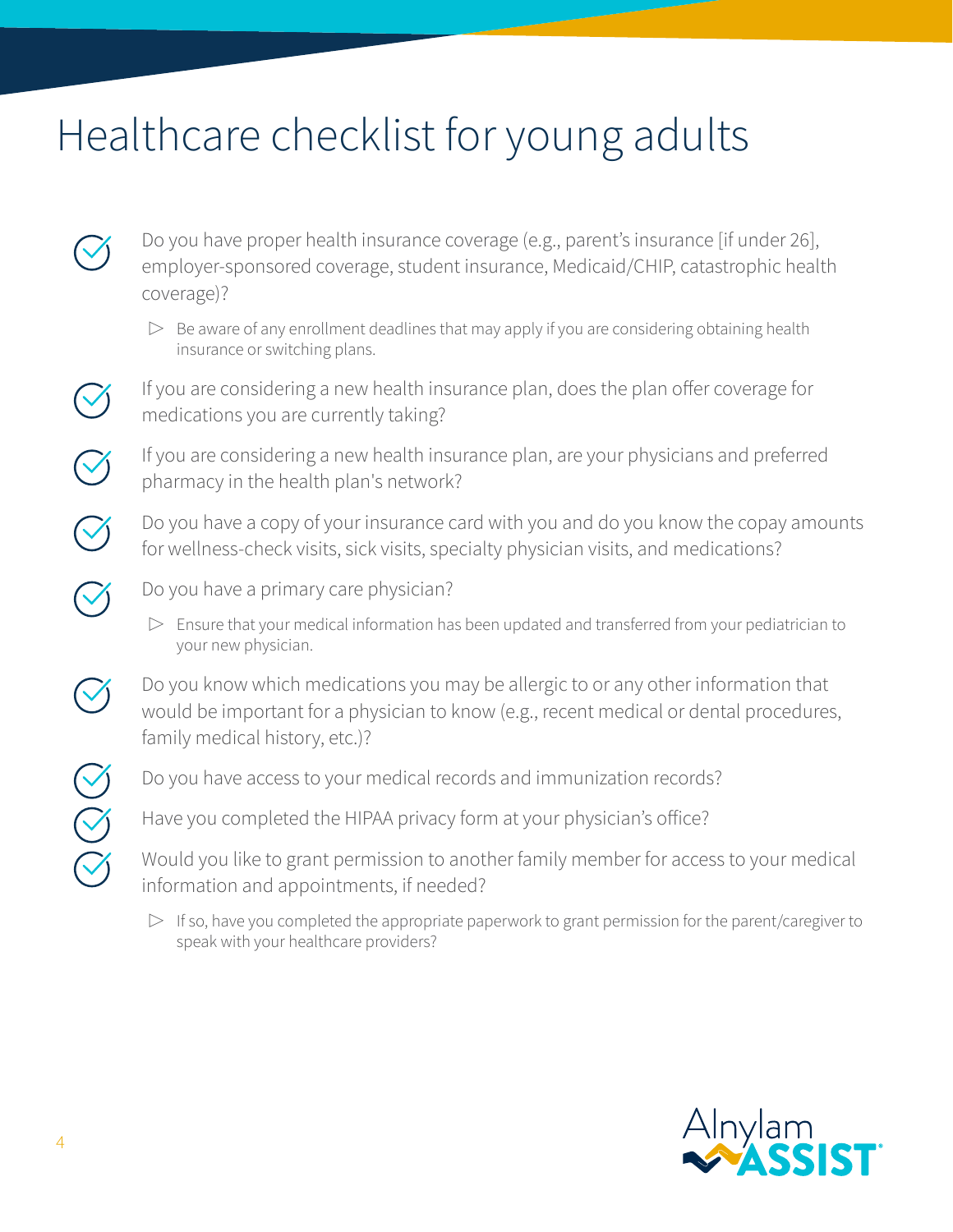# Healthcare checklist for young adults

- Do you have proper health insurance coverage (e.g., parent's insurance [if under 26], employer-sponsored coverage, student insurance, Medicaid/CHIP, catastrophic health coverage)?
  - Be aware of any enrollment deadlines that may apply if you are considering obtaining health insurance or switching plans.
- If you are considering a new health insurance plan, does the plan offer coverage for medications you are currently taking?
- If you are considering a new health insurance plan, are your physicians and preferred pharmacy in the health plan's network?
- Do you have a copy of your insurance card with you and do you know the copay amounts for wellness-check visits, sick visits, specialty physician visits, and medications?
- Do you have a primary care physician?
  - Ensure that your medical information has been updated and transferred from your pediatrician to your new physician.
- Do you know which medications you may be allergic to or any other information that would be important for a physician to know (e.g., recent medical or dental procedures, family medical history, etc.)?
- Do you have access to your medical records and immunization records?
- Have you completed the HIPAA privacy form at your physician's office?
- Would you like to grant permission to another family member for access to your medical information and appointments, if needed?
  - If so, have you completed the appropriate paperwork to grant permission for the parent/caregiver to speak with your healthcare providers?

Alnylam ASSIST®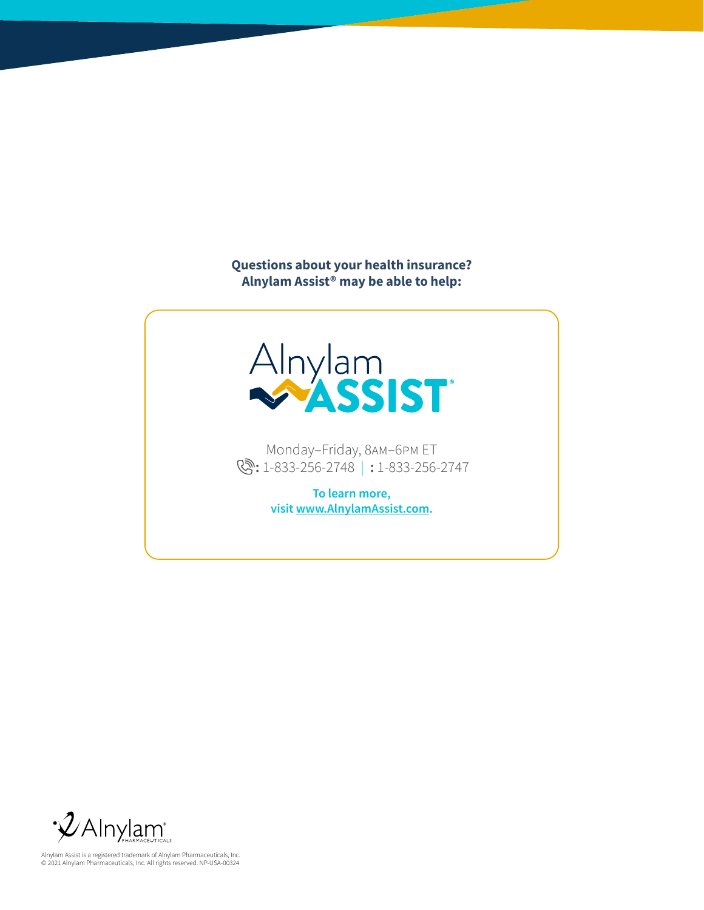**Questions about your health insurance?**
**Alnylam Assist® may be able to help:**

Alnylam ASSIST®

Monday–Friday, 8AM–6PM ET

: 1-833-256-2748 | : 1-833-256-2747

**To learn more,**
**visit www.AlnylamAssist.com.**

Alnylam® PHARMACEUTICALS

Alnylam Assist is a registered trademark of Alnylam Pharmaceuticals, Inc.
© 2021 Alnylam Pharmaceuticals, Inc. All rights reserved. NP-USA-00324